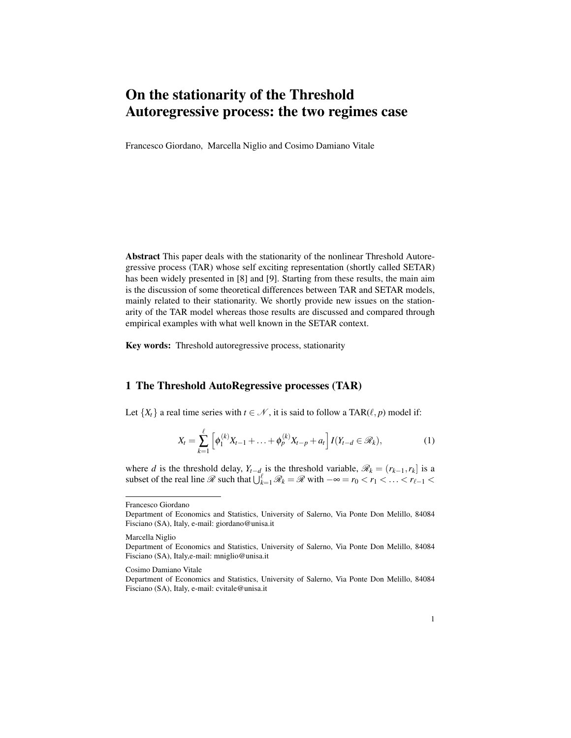# On the stationarity of the Threshold Autoregressive process: the two regimes case

Francesco Giordano, Marcella Niglio and Cosimo Damiano Vitale

**Abstract** This paper deals with the stationarity of the nonlinear Threshold Autoregressive process (TAR) whose self exciting representation (shortly called SETAR) has been widely presented in [8] and [9]. Starting from these results, the main aim is the discussion of some theoretical differences between TAR and SETAR models, mainly related to their stationarity. We shortly provide new issues on the stationarity of the TAR model whereas those results are discussed and compared through empirical examples with what well known in the SETAR context.

**Key words:** Threshold autoregressive process, stationarity

## 1 The Threshold AutoRegressive processes (TAR)

Let $\{X_t\}$ a real time series with $t \in \mathcal{N}$, it is said to follow a TAR$(\ell, p)$ model if:

$$X_t = \sum_{k=1}^{\ell} \left[ \phi_1^{(k)} X_{t-1} + \ldots + \phi_p^{(k)} X_{t-p} + a_t \right] I(Y_{t-d} \in \mathscr{R}_k), \tag{1}$$

where $d$ is the threshold delay, $Y_{t-d}$ is the threshold variable, $\mathscr{R}_k = (r_{k-1}, r_k]$ is a subset of the real line $\mathscr{R}$ such that $\bigcup_{k=1}^{\ell} \mathscr{R}_k = \mathscr{R}$ with $-\infty = r_0 < r_1 < \ldots < r_{\ell-1} <$

Francesco Giordano
Department of Economics and Statistics, University of Salerno, Via Ponte Don Melillo, 84084 Fisciano (SA), Italy, e-mail: giordano@unisa.it

Marcella Niglio
Department of Economics and Statistics, University of Salerno, Via Ponte Don Melillo, 84084 Fisciano (SA), Italy,e-mail: mniglio@unisa.it

Cosimo Damiano Vitale
Department of Economics and Statistics, University of Salerno, Via Ponte Don Melillo, 84084 Fisciano (SA), Italy, e-mail: cvitale@unisa.it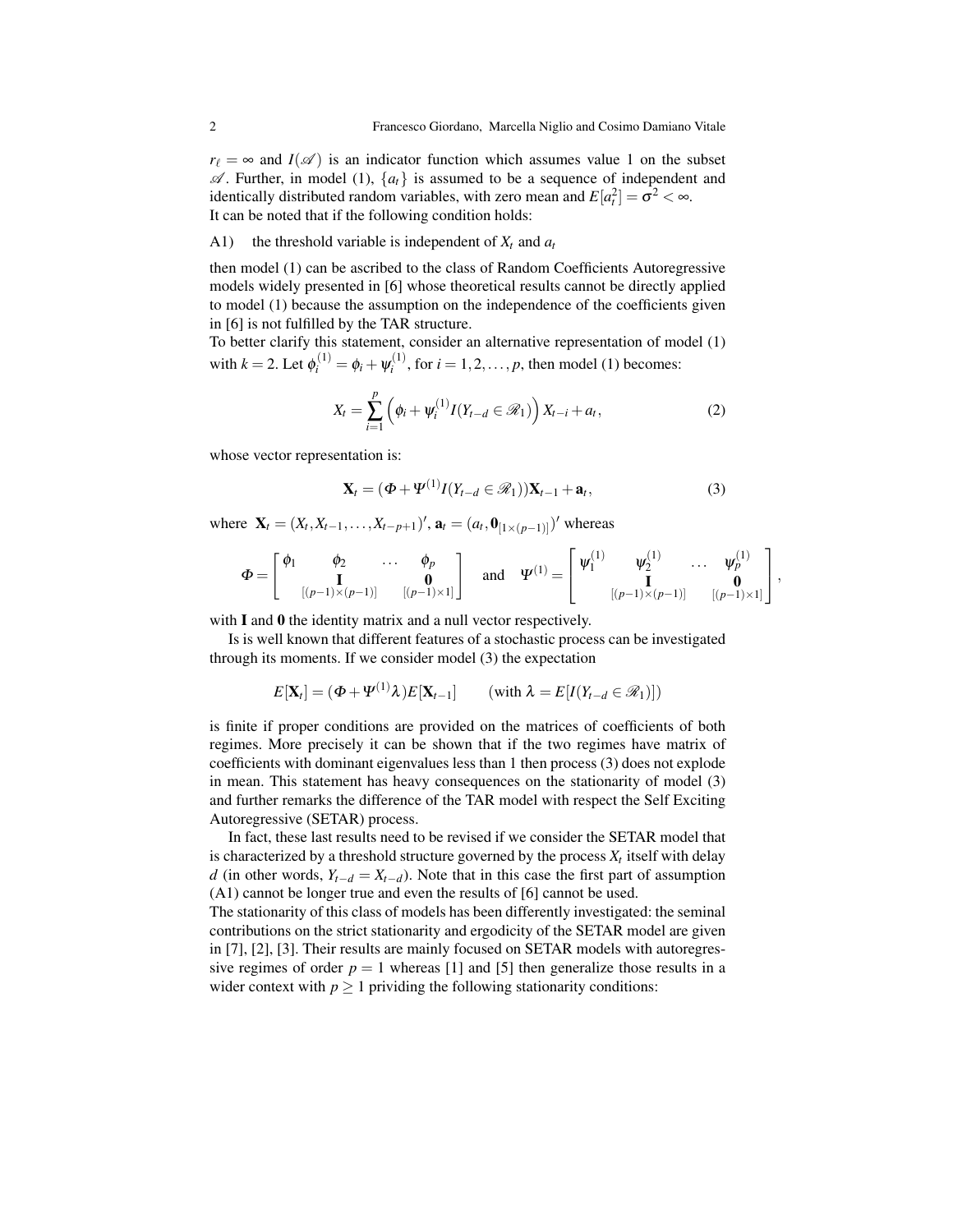$r_\ell = \infty$ and $I(\mathscr{A})$ is an indicator function which assumes value 1 on the subset $\mathscr{A}$. Further, in model (1), $\{a_t\}$ is assumed to be a sequence of independent and identically distributed random variables, with zero mean and $E[a_t^2] = \sigma^2 < \infty$.
It can be noted that if the following condition holds:

A1) the threshold variable is independent of $X_t$ and $a_t$

then model (1) can be ascribed to the class of Random Coefficients Autoregressive models widely presented in [6] whose theoretical results cannot be directly applied to model (1) because the assumption on the independence of the coefficients given in [6] is not fulfilled by the TAR structure.
To better clarify this statement, consider an alternative representation of model (1) with $k = 2$. Let $\phi_i^{(1)} = \phi_i + \psi_i^{(1)}$, for $i = 1, 2, \ldots, p$, then model (1) becomes:

$$X_t = \sum_{i=1}^{p} \left( \phi_i + \psi_i^{(1)} I(Y_{t-d} \in \mathscr{R}_1) \right) X_{t-i} + a_t, \tag{2}$$

whose vector representation is:

$$\mathbf{X}_t = (\boldsymbol{\Phi} + \boldsymbol{\Psi}^{(1)} I(Y_{t-d} \in \mathscr{R}_1))\mathbf{X}_{t-1} + \mathbf{a}_t, \tag{3}$$

where $\mathbf{X}_t = (X_t, X_{t-1}, \ldots, X_{t-p+1})'$, $\mathbf{a}_t = (a_t, \mathbf{0}_{[1\times(p-1)]})'$ whereas

$$\boldsymbol{\Phi} = \begin{bmatrix} \phi_1 & \phi_2 & \ldots & \phi_p \\ & \underset{[(p-1)\times(p-1)]}{\mathbf{I}} & & \underset{[(p-1)\times 1]}{\mathbf{0}} \end{bmatrix} \quad \text{and} \quad \boldsymbol{\Psi}^{(1)} = \begin{bmatrix} \psi_1^{(1)} & \psi_2^{(1)} & \ldots & \psi_p^{(1)} \\ & \underset{[(p-1)\times(p-1)]}{\mathbf{I}} & & \underset{[(p-1)\times 1]}{\mathbf{0}} \end{bmatrix},$$

with $\mathbf{I}$ and $\mathbf{0}$ the identity matrix and a null vector respectively.

Is is well known that different features of a stochastic process can be investigated through its moments. If we consider model (3) the expectation

$$E[\mathbf{X}_t] = (\boldsymbol{\Phi} + \boldsymbol{\Psi}^{(1)}\lambda)E[\mathbf{X}_{t-1}] \qquad (\text{with } \lambda = E[I(Y_{t-d} \in \mathscr{R}_1)])$$

is finite if proper conditions are provided on the matrices of coefficients of both regimes. More precisely it can be shown that if the two regimes have matrix of coefficients with dominant eigenvalues less than 1 then process (3) does not explode in mean. This statement has heavy consequences on the stationarity of model (3) and further remarks the difference of the TAR model with respect the Self Exciting Autoregressive (SETAR) process.

In fact, these last results need to be revised if we consider the SETAR model that is characterized by a threshold structure governed by the process $X_t$ itself with delay $d$ (in other words, $Y_{t-d} = X_{t-d}$). Note that in this case the first part of assumption (A1) cannot be longer true and even the results of [6] cannot be used.
The stationarity of this class of models has been differently investigated: the seminal contributions on the strict stationarity and ergodicity of the SETAR model are given in [7], [2], [3]. Their results are mainly focused on SETAR models with autoregressive regimes of order $p = 1$ whereas [1] and [5] then generalize those results in a wider context with $p \geq 1$ prividing the following stationarity conditions: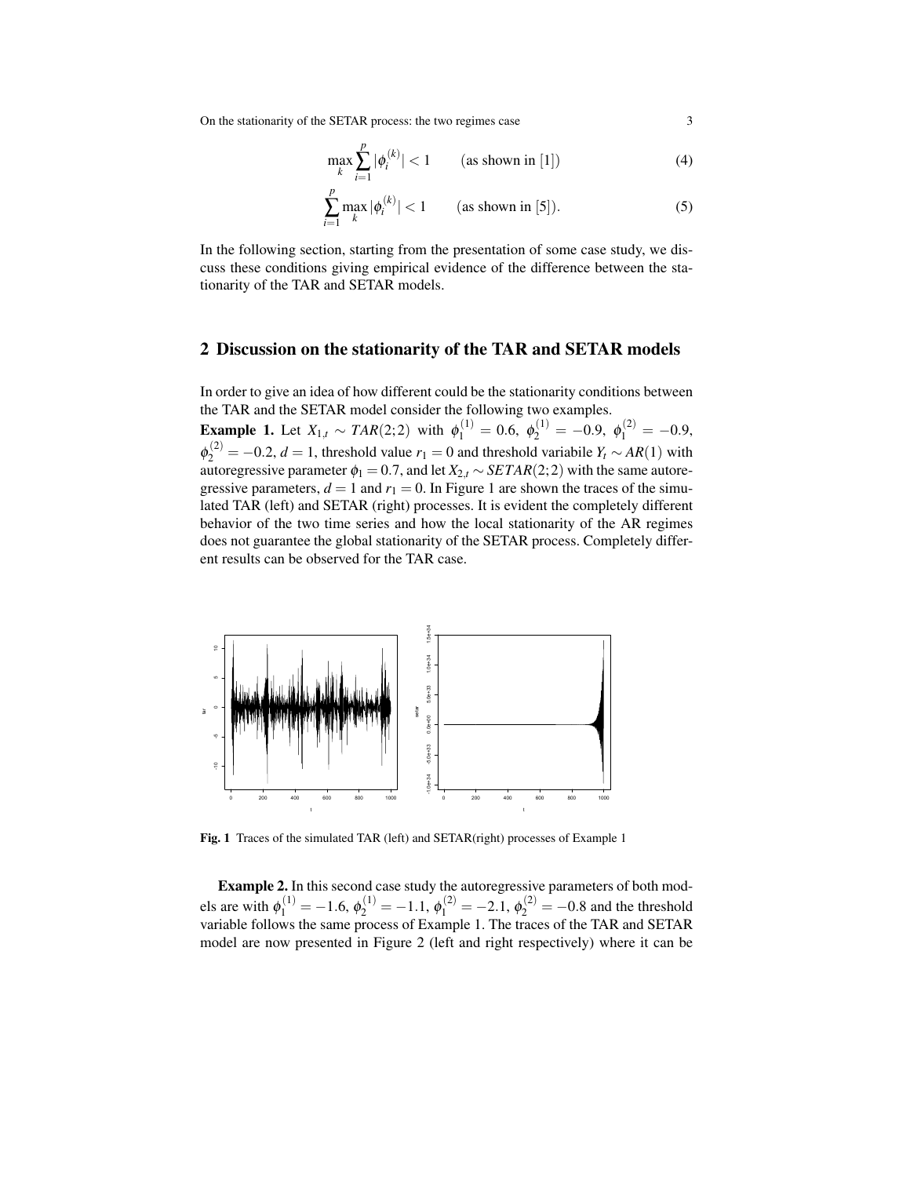$$\max_{k} \sum_{i=1}^{p} |\phi_i^{(k)}| < 1 \qquad \text{(as shown in [1])} \tag{4}$$

$$\sum_{i=1}^{p} \max_{k} |\phi_i^{(k)}| < 1 \qquad \text{(as shown in [5]).} \tag{5}$$

In the following section, starting from the presentation of some case study, we discuss these conditions giving empirical evidence of the difference between the stationarity of the TAR and SETAR models.

## 2 Discussion on the stationarity of the TAR and SETAR models

In order to give an idea of how different could be the stationarity conditions between the TAR and the SETAR model consider the following two examples.

**Example 1.** Let $X_{1,t} \sim TAR(2;2)$ with $\phi_1^{(1)} = 0.6$, $\phi_2^{(1)} = -0.9$, $\phi_1^{(2)} = -0.9$, $\phi_2^{(2)} = -0.2$, $d = 1$, threshold value $r_1 = 0$ and threshold variabile $Y_t \sim AR(1)$ with autoregressive parameter $\phi_1 = 0.7$, and let $X_{2,t} \sim SETAR(2;2)$ with the same autoregressive parameters, $d = 1$ and $r_1 = 0$. In Figure 1 are shown the traces of the simulated TAR (left) and SETAR (right) processes. It is evident the completely different behavior of the two time series and how the local stationarity of the AR regimes does not guarantee the global stationarity of the SETAR process. Completely different results can be observed for the TAR case.

**Fig. 1** Traces of the simulated TAR (left) and SETAR(right) processes of Example 1

**Example 2.** In this second case study the autoregressive parameters of both models are with $\phi_1^{(1)} = -1.6$, $\phi_2^{(1)} = -1.1$, $\phi_1^{(2)} = -2.1$, $\phi_2^{(2)} = -0.8$ and the threshold variable follows the same process of Example 1. The traces of the TAR and SETAR model are now presented in Figure 2 (left and right respectively) where it can be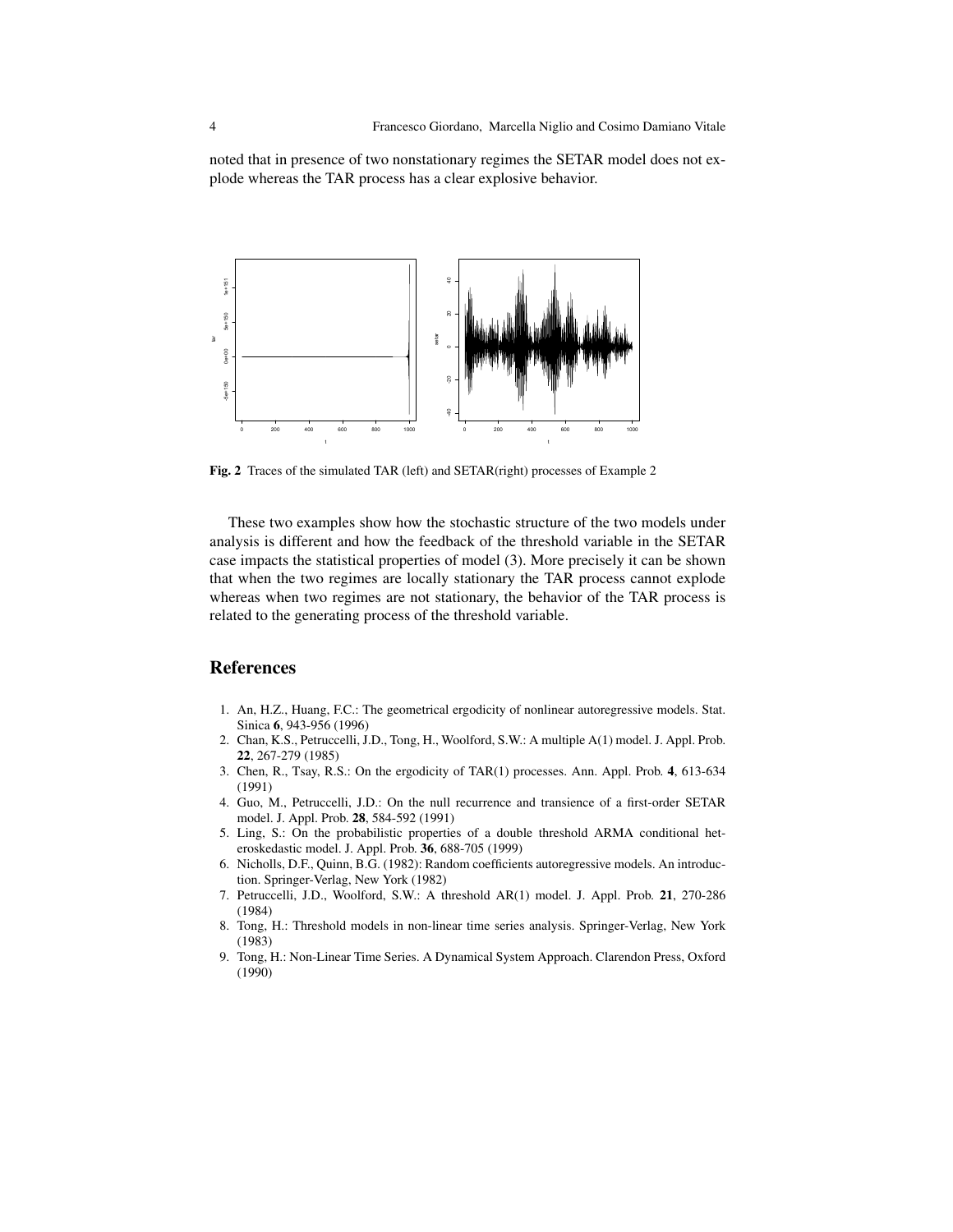noted that in presence of two nonstationary regimes the SETAR model does not explode whereas the TAR process has a clear explosive behavior.

tar
5e+151
5e+150
0e+00
-5e+150
0
200
400
600
800
1000
t

setar
40
20
0
-20
-40
0
200
400
600
800
1000
t

**Fig. 2** Traces of the simulated TAR (left) and SETAR(right) processes of Example 2

These two examples show how the stochastic structure of the two models under analysis is different and how the feedback of the threshold variable in the SETAR case impacts the statistical properties of model (3). More precisely it can be shown that when the two regimes are locally stationary the TAR process cannot explode whereas when two regimes are not stationary, the behavior of the TAR process is related to the generating process of the threshold variable.

## References

1. An, H.Z., Huang, F.C.: The geometrical ergodicity of nonlinear autoregressive models. Stat. Sinica **6**, 943-956 (1996)
2. Chan, K.S., Petruccelli, J.D., Tong, H., Woolford, S.W.: A multiple A(1) model. J. Appl. Prob. **22**, 267-279 (1985)
3. Chen, R., Tsay, R.S.: On the ergodicity of TAR(1) processes. Ann. Appl. Prob. **4**, 613-634 (1991)
4. Guo, M., Petruccelli, J.D.: On the null recurrence and transience of a first-order SETAR model. J. Appl. Prob. **28**, 584-592 (1991)
5. Ling, S.: On the probabilistic properties of a double threshold ARMA conditional heteroskedastic model. J. Appl. Prob. **36**, 688-705 (1999)
6. Nicholls, D.F., Quinn, B.G. (1982): Random coefficients autoregressive models. An introduction. Springer-Verlag, New York (1982)
7. Petruccelli, J.D., Woolford, S.W.: A threshold AR(1) model. J. Appl. Prob. **21**, 270-286 (1984)
8. Tong, H.: Threshold models in non-linear time series analysis. Springer-Verlag, New York (1983)
9. Tong, H.: Non-Linear Time Series. A Dynamical System Approach. Clarendon Press, Oxford (1990)